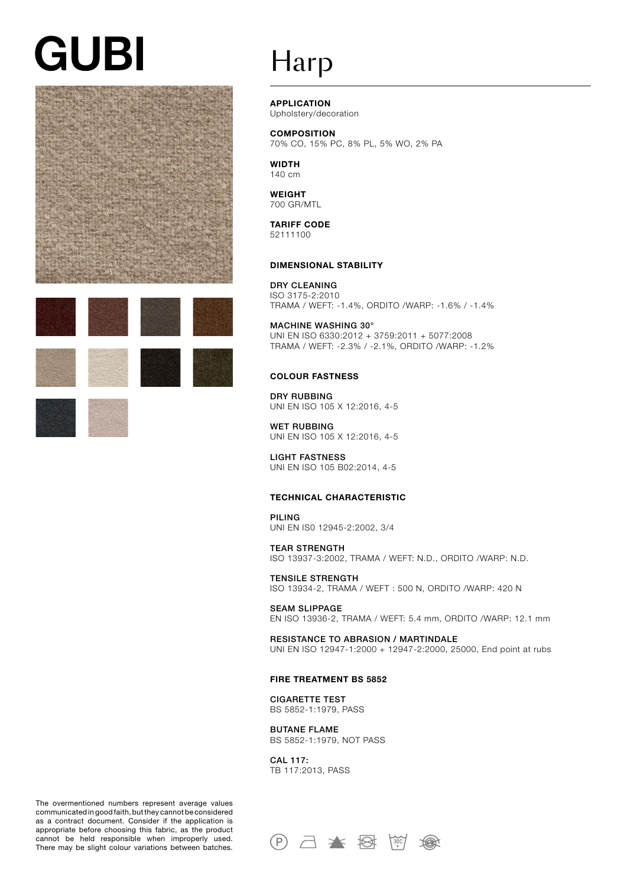# GUBI

# Harp

**APPLICATION**
Upholstery/decoration

**COMPOSITION**
70% CO, 15% PC, 8% PL, 5% WO, 2% PA

**WIDTH**
140 cm

**WEIGHT**
700 GR/MTL

**TARIFF CODE**
52111100

## DIMENSIONAL STABILITY

**DRY CLEANING**
ISO 3175-2:2010
TRAMA / WEFT: -1.4%, ORDITO /WARP: -1.6% / -1.4%

**MACHINE WASHING 30°**
UNI EN ISO 6330:2012 + 3759:2011 + 5077:2008
TRAMA / WEFT: -2.3% / -2.1%, ORDITO /WARP: -1.2%

## COLOUR FASTNESS

**DRY RUBBING**
UNI EN ISO 105 X 12:2016, 4-5

**WET RUBBING**
UNI EN ISO 105 X 12:2016, 4-5

**LIGHT FASTNESS**
UNI EN ISO 105 B02:2014, 4-5

## TECHNICAL CHARACTERISTIC

**PILING**
UNI EN IS0 12945-2:2002, 3/4

**TEAR STRENGTH**
ISO 13937-3:2002, TRAMA / WEFT: N.D., ORDITO /WARP: N.D.

**TENSILE STRENGTH**
ISO 13934-2, TRAMA / WEFT : 500 N, ORDITO /WARP: 420 N

**SEAM SLIPPAGE**
EN ISO 13936-2, TRAMA / WEFT: 5.4 mm, ORDITO /WARP: 12.1 mm

**RESISTANCE TO ABRASION / MARTINDALE**
UNI EN ISO 12947-1:2000 + 12947-2:2000, 25000, End point at rubs

## FIRE TREATMENT BS 5852

**CIGARETTE TEST**
BS 5852-1:1979, PASS

**BUTANE FLAME**
BS 5852-1:1979, NOT PASS

**CAL 117:**
TB 117:2013, PASS

The overmentioned numbers represent average values communicated in good faith, but they cannot be considered as a contract document. Consider if the application is appropriate before choosing this fabric, as the product cannot be held responsible when improperly used. There may be slight colour variations between batches.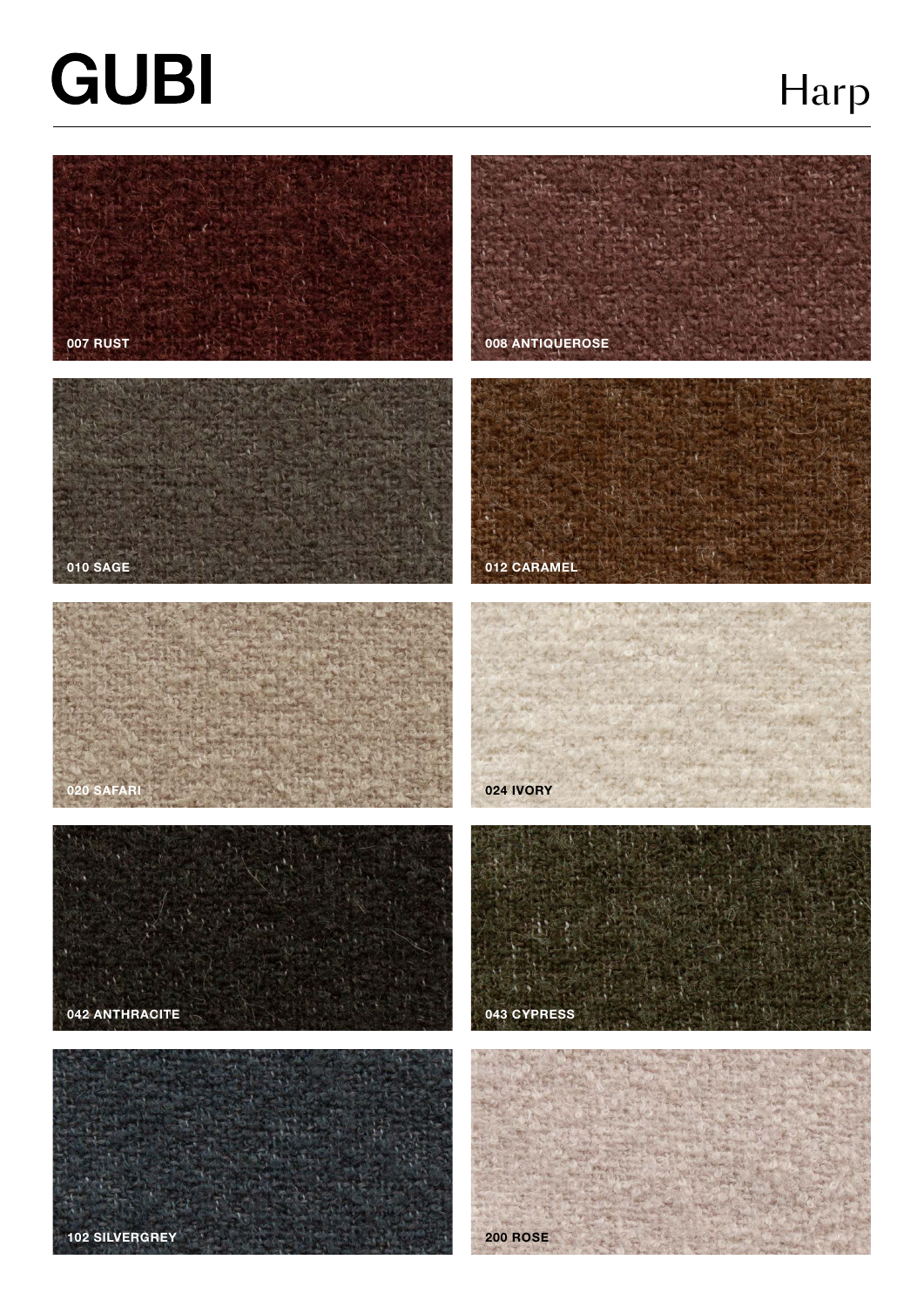# GUBI

## Harp

007 RUST

008 ANTIQUEROSE

010 SAGE

012 CARAMEL

020 SAFARI

024 IVORY

042 ANTHRACITE

043 CYPRESS

102 SILVERGREY

200 ROSE